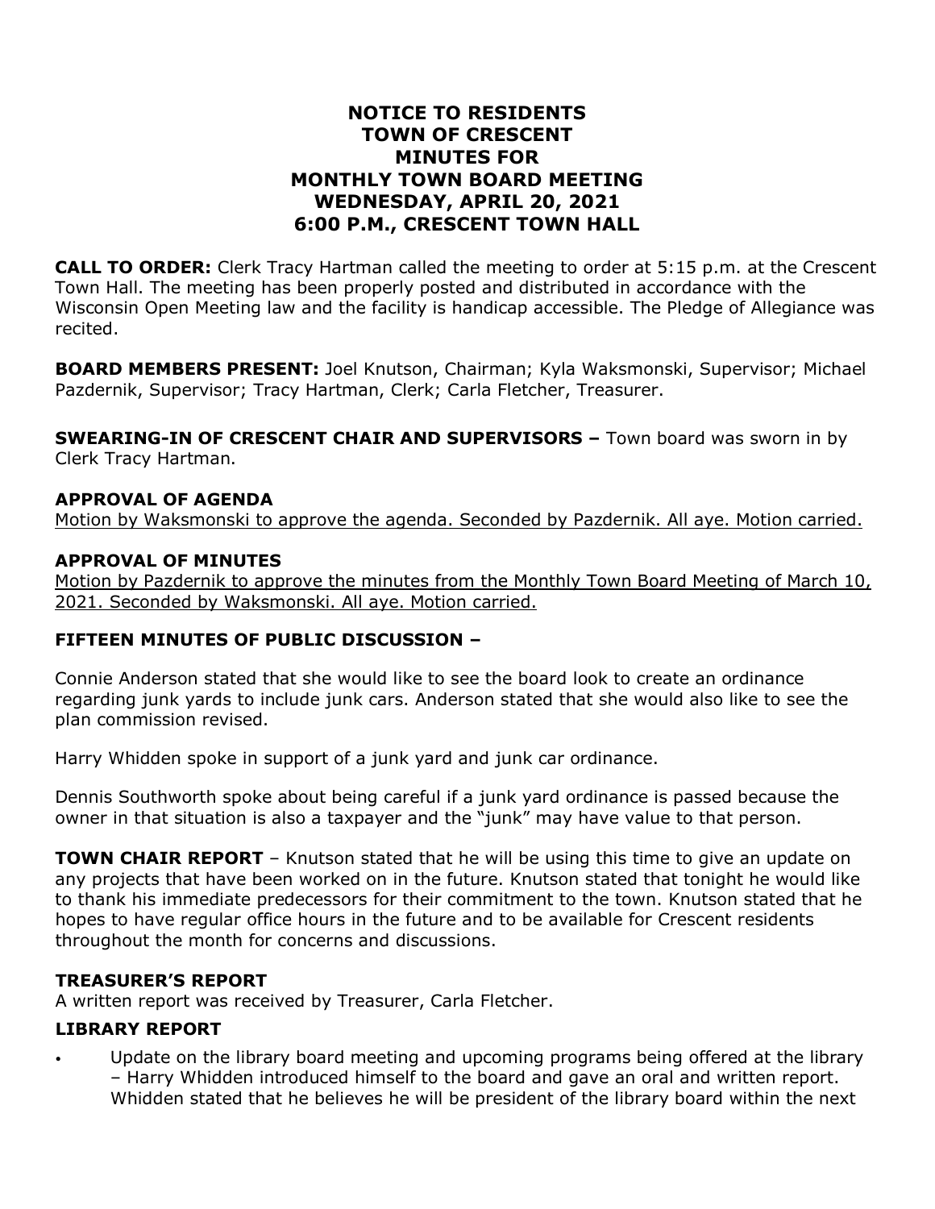# NOTICE TO RESIDENTS
# TOWN OF CRESCENT
# MINUTES FOR
# MONTHLY TOWN BOARD MEETING
# WEDNESDAY, APRIL 20, 2021
# 6:00 P.M., CRESCENT TOWN HALL

**CALL TO ORDER:** Clerk Tracy Hartman called the meeting to order at 5:15 p.m. at the Crescent Town Hall. The meeting has been properly posted and distributed in accordance with the Wisconsin Open Meeting law and the facility is handicap accessible. The Pledge of Allegiance was recited.

**BOARD MEMBERS PRESENT:** Joel Knutson, Chairman; Kyla Waksmonski, Supervisor; Michael Pazdernik, Supervisor; Tracy Hartman, Clerk; Carla Fletcher, Treasurer.

**SWEARING-IN OF CRESCENT CHAIR AND SUPERVISORS –** Town board was sworn in by Clerk Tracy Hartman.

**APPROVAL OF AGENDA**

<u>Motion by Waksmonski to approve the agenda. Seconded by Pazdernik. All aye. Motion carried.</u>

**APPROVAL OF MINUTES**

<u>Motion by Pazdernik to approve the minutes from the Monthly Town Board Meeting of March 10, 2021. Seconded by Waksmonski. All aye. Motion carried.</u>

**FIFTEEN MINUTES OF PUBLIC DISCUSSION –**

Connie Anderson stated that she would like to see the board look to create an ordinance regarding junk yards to include junk cars. Anderson stated that she would also like to see the plan commission revised.

Harry Whidden spoke in support of a junk yard and junk car ordinance.

Dennis Southworth spoke about being careful if a junk yard ordinance is passed because the owner in that situation is also a taxpayer and the "junk" may have value to that person.

**TOWN CHAIR REPORT** – Knutson stated that he will be using this time to give an update on any projects that have been worked on in the future. Knutson stated that tonight he would like to thank his immediate predecessors for their commitment to the town. Knutson stated that he hopes to have regular office hours in the future and to be available for Crescent residents throughout the month for concerns and discussions.

**TREASURER'S REPORT**

A written report was received by Treasurer, Carla Fletcher.

**LIBRARY REPORT**

- Update on the library board meeting and upcoming programs being offered at the library – Harry Whidden introduced himself to the board and gave an oral and written report. Whidden stated that he believes he will be president of the library board within the next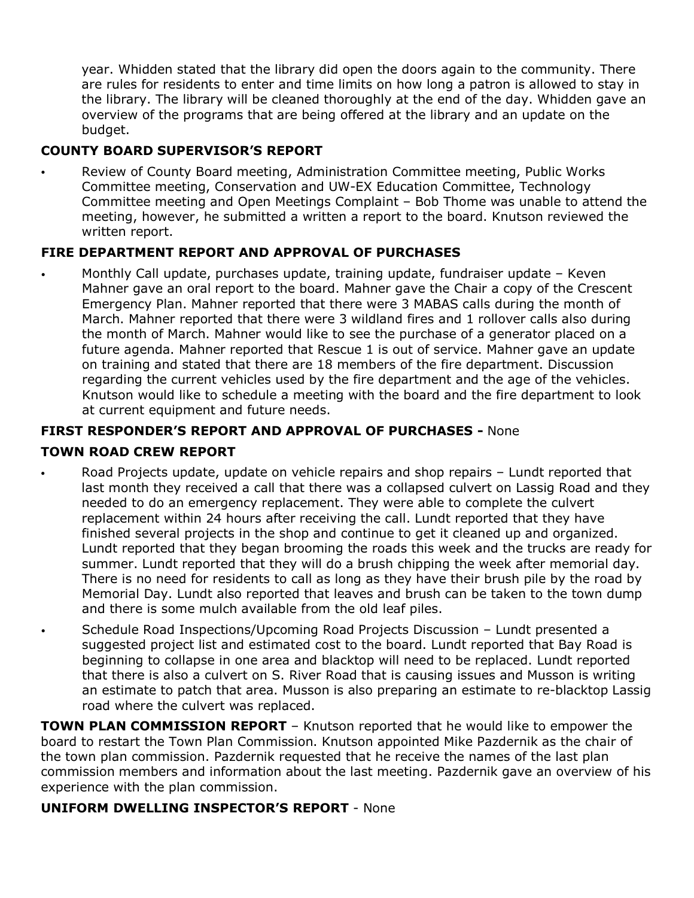year. Whidden stated that the library did open the doors again to the community. There are rules for residents to enter and time limits on how long a patron is allowed to stay in the library. The library will be cleaned thoroughly at the end of the day. Whidden gave an overview of the programs that are being offered at the library and an update on the budget.

**COUNTY BOARD SUPERVISOR'S REPORT**

- Review of County Board meeting, Administration Committee meeting, Public Works Committee meeting, Conservation and UW-EX Education Committee, Technology Committee meeting and Open Meetings Complaint – Bob Thome was unable to attend the meeting, however, he submitted a written a report to the board. Knutson reviewed the written report.

**FIRE DEPARTMENT REPORT AND APPROVAL OF PURCHASES**

- Monthly Call update, purchases update, training update, fundraiser update – Keven Mahner gave an oral report to the board. Mahner gave the Chair a copy of the Crescent Emergency Plan. Mahner reported that there were 3 MABAS calls during the month of March. Mahner reported that there were 3 wildland fires and 1 rollover calls also during the month of March. Mahner would like to see the purchase of a generator placed on a future agenda. Mahner reported that Rescue 1 is out of service. Mahner gave an update on training and stated that there are 18 members of the fire department. Discussion regarding the current vehicles used by the fire department and the age of the vehicles. Knutson would like to schedule a meeting with the board and the fire department to look at current equipment and future needs.

**FIRST RESPONDER'S REPORT AND APPROVAL OF PURCHASES -** None

**TOWN ROAD CREW REPORT**

- Road Projects update, update on vehicle repairs and shop repairs – Lundt reported that last month they received a call that there was a collapsed culvert on Lassig Road and they needed to do an emergency replacement. They were able to complete the culvert replacement within 24 hours after receiving the call. Lundt reported that they have finished several projects in the shop and continue to get it cleaned up and organized. Lundt reported that they began brooming the roads this week and the trucks are ready for summer. Lundt reported that they will do a brush chipping the week after memorial day. There is no need for residents to call as long as they have their brush pile by the road by Memorial Day. Lundt also reported that leaves and brush can be taken to the town dump and there is some mulch available from the old leaf piles.
- Schedule Road Inspections/Upcoming Road Projects Discussion – Lundt presented a suggested project list and estimated cost to the board. Lundt reported that Bay Road is beginning to collapse in one area and blacktop will need to be replaced. Lundt reported that there is also a culvert on S. River Road that is causing issues and Musson is writing an estimate to patch that area. Musson is also preparing an estimate to re-blacktop Lassig road where the culvert was replaced.

**TOWN PLAN COMMISSION REPORT** – Knutson reported that he would like to empower the board to restart the Town Plan Commission. Knutson appointed Mike Pazdernik as the chair of the town plan commission. Pazdernik requested that he receive the names of the last plan commission members and information about the last meeting. Pazdernik gave an overview of his experience with the plan commission.

**UNIFORM DWELLING INSPECTOR'S REPORT** - None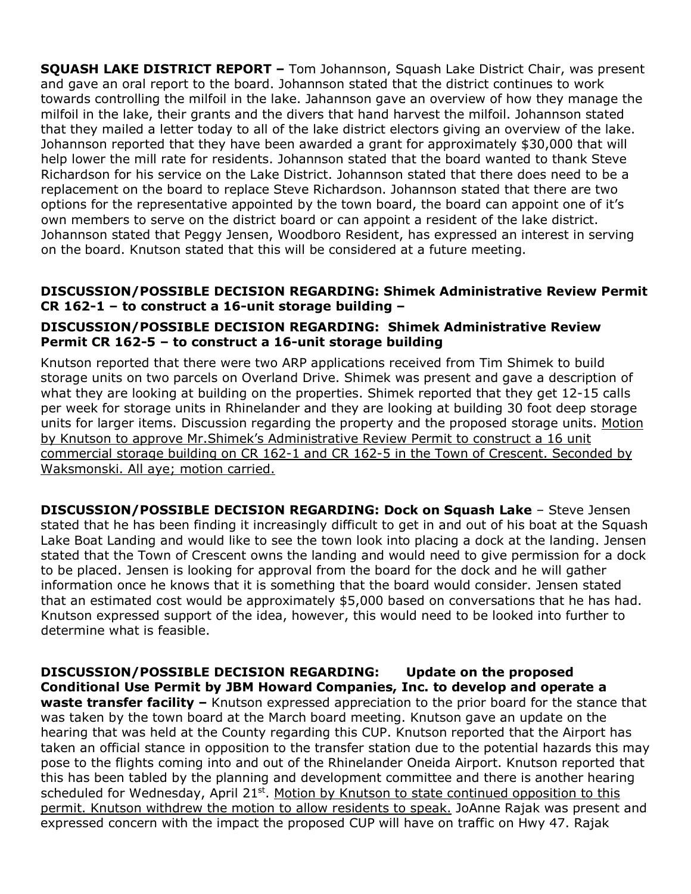**SQUASH LAKE DISTRICT REPORT –** Tom Johannson, Squash Lake District Chair, was present and gave an oral report to the board. Johannson stated that the district continues to work towards controlling the milfoil in the lake. Jahannson gave an overview of how they manage the milfoil in the lake, their grants and the divers that hand harvest the milfoil. Johannson stated that they mailed a letter today to all of the lake district electors giving an overview of the lake. Johannson reported that they have been awarded a grant for approximately $30,000 that will help lower the mill rate for residents. Johannson stated that the board wanted to thank Steve Richardson for his service on the Lake District. Johannson stated that there does need to be a replacement on the board to replace Steve Richardson. Johannson stated that there are two options for the representative appointed by the town board, the board can appoint one of it's own members to serve on the district board or can appoint a resident of the lake district. Johannson stated that Peggy Jensen, Woodboro Resident, has expressed an interest in serving on the board. Knutson stated that this will be considered at a future meeting.

**DISCUSSION/POSSIBLE DECISION REGARDING: Shimek Administrative Review Permit CR 162-1 – to construct a 16-unit storage building –**

**DISCUSSION/POSSIBLE DECISION REGARDING: Shimek Administrative Review Permit CR 162-5 – to construct a 16-unit storage building**

Knutson reported that there were two ARP applications received from Tim Shimek to build storage units on two parcels on Overland Drive. Shimek was present and gave a description of what they are looking at building on the properties. Shimek reported that they get 12-15 calls per week for storage units in Rhinelander and they are looking at building 30 foot deep storage units for larger items. Discussion regarding the property and the proposed storage units. <u>Motion by Knutson to approve Mr.Shimek's Administrative Review Permit to construct a 16 unit commercial storage building on CR 162-1 and CR 162-5 in the Town of Crescent. Seconded by Waksmonski. All aye; motion carried.</u>

**DISCUSSION/POSSIBLE DECISION REGARDING: Dock on Squash Lake** – Steve Jensen stated that he has been finding it increasingly difficult to get in and out of his boat at the Squash Lake Boat Landing and would like to see the town look into placing a dock at the landing. Jensen stated that the Town of Crescent owns the landing and would need to give permission for a dock to be placed. Jensen is looking for approval from the board for the dock and he will gather information once he knows that it is something that the board would consider. Jensen stated that an estimated cost would be approximately $5,000 based on conversations that he has had. Knutson expressed support of the idea, however, this would need to be looked into further to determine what is feasible.

**DISCUSSION/POSSIBLE DECISION REGARDING: Update on the proposed Conditional Use Permit by JBM Howard Companies, Inc. to develop and operate a waste transfer facility –** Knutson expressed appreciation to the prior board for the stance that was taken by the town board at the March board meeting. Knutson gave an update on the hearing that was held at the County regarding this CUP. Knutson reported that the Airport has taken an official stance in opposition to the transfer station due to the potential hazards this may pose to the flights coming into and out of the Rhinelander Oneida Airport. Knutson reported that this has been tabled by the planning and development committee and there is another hearing scheduled for Wednesday, April 21st. <u>Motion by Knutson to state continued opposition to this permit. Knutson withdrew the motion to allow residents to speak.</u> JoAnne Rajak was present and expressed concern with the impact the proposed CUP will have on traffic on Hwy 47. Rajak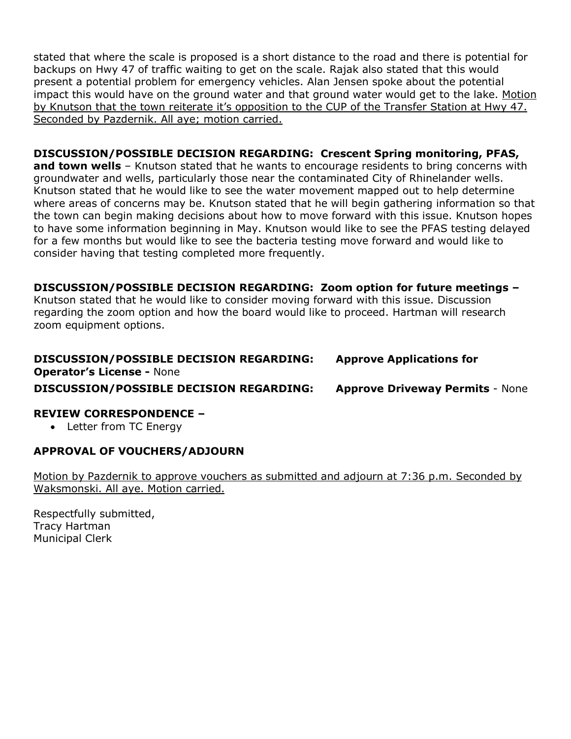stated that where the scale is proposed is a short distance to the road and there is potential for backups on Hwy 47 of traffic waiting to get on the scale. Rajak also stated that this would present a potential problem for emergency vehicles. Alan Jensen spoke about the potential impact this would have on the ground water and that ground water would get to the lake. <u>Motion by Knutson that the town reiterate it's opposition to the CUP of the Transfer Station at Hwy 47. Seconded by Pazdernik. All aye; motion carried.</u>

**DISCUSSION/POSSIBLE DECISION REGARDING: Crescent Spring monitoring, PFAS, and town wells** – Knutson stated that he wants to encourage residents to bring concerns with groundwater and wells, particularly those near the contaminated City of Rhinelander wells. Knutson stated that he would like to see the water movement mapped out to help determine where areas of concerns may be. Knutson stated that he will begin gathering information so that the town can begin making decisions about how to move forward with this issue. Knutson hopes to have some information beginning in May. Knutson would like to see the PFAS testing delayed for a few months but would like to see the bacteria testing move forward and would like to consider having that testing completed more frequently.

**DISCUSSION/POSSIBLE DECISION REGARDING: Zoom option for future meetings –** Knutson stated that he would like to consider moving forward with this issue. Discussion regarding the zoom option and how the board would like to proceed. Hartman will research zoom equipment options.

**DISCUSSION/POSSIBLE DECISION REGARDING: Approve Applications for Operator's License -** None

**DISCUSSION/POSSIBLE DECISION REGARDING: Approve Driveway Permits** - None

**REVIEW CORRESPONDENCE –**

- Letter from TC Energy

**APPROVAL OF VOUCHERS/ADJOURN**

<u>Motion by Pazdernik to approve vouchers as submitted and adjourn at 7:36 p.m. Seconded by Waksmonski. All aye. Motion carried.</u>

Respectfully submitted,
Tracy Hartman
Municipal Clerk